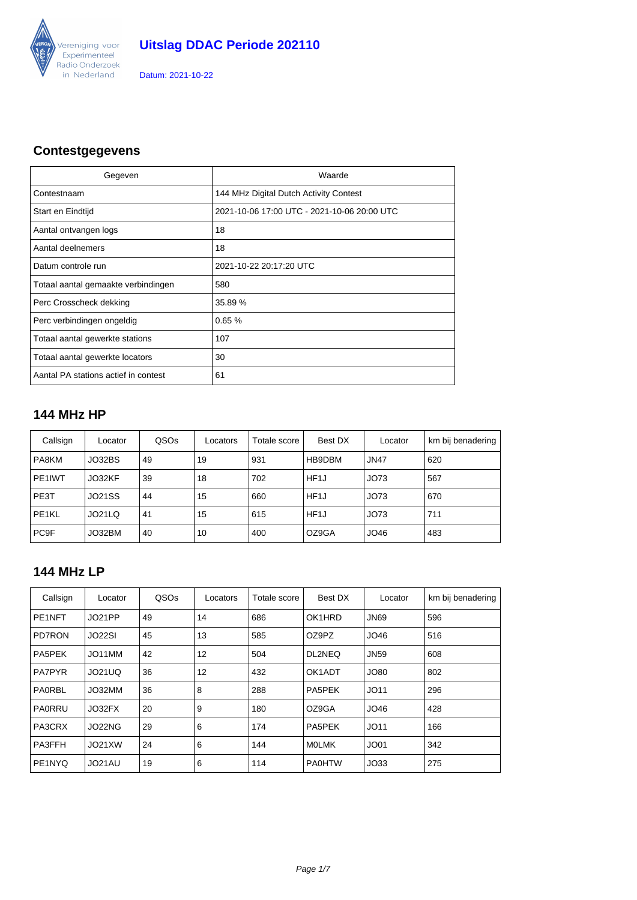# Uitslag DDAC Periode 202110

Datum: 2021-10-22

## Contestgegevens

| Gegeven | Waarde |
| --- | --- |
| Contestnaam | 144 MHz Digital Dutch Activity Contest |
| Start en Eindtijd | 2021-10-06 17:00 UTC - 2021-10-06 20:00 UTC |
| Aantal ontvangen logs | 18 |
| Aantal deelnemers | 18 |
| Datum controle run | 2021-10-22 20:17:20 UTC |
| Totaal aantal gemaakte verbindingen | 580 |
| Perc Crosscheck dekking | 35.89 % |
| Perc verbindingen ongeldig | 0.65 % |
| Totaal aantal gewerkte stations | 107 |
| Totaal aantal gewerkte locators | 30 |
| Aantal PA stations actief in contest | 61 |

## 144 MHz HP

| Callsign | Locator | QSOs | Locators | Totale score | Best DX | Locator | km bij benadering |
| --- | --- | --- | --- | --- | --- | --- | --- |
| PA8KM | JO32BS | 49 | 19 | 931 | HB9DBM | JN47 | 620 |
| PE1IWT | JO32KF | 39 | 18 | 702 | HF1J | JO73 | 567 |
| PE3T | JO21SS | 44 | 15 | 660 | HF1J | JO73 | 670 |
| PE1KL | JO21LQ | 41 | 15 | 615 | HF1J | JO73 | 711 |
| PC9F | JO32BM | 40 | 10 | 400 | OZ9GA | JO46 | 483 |

## 144 MHz LP

| Callsign | Locator | QSOs | Locators | Totale score | Best DX | Locator | km bij benadering |
| --- | --- | --- | --- | --- | --- | --- | --- |
| PE1NFT | JO21PP | 49 | 14 | 686 | OK1HRD | JN69 | 596 |
| PD7RON | JO22SI | 45 | 13 | 585 | OZ9PZ | JO46 | 516 |
| PA5PEK | JO11MM | 42 | 12 | 504 | DL2NEQ | JN59 | 608 |
| PA7PYR | JO21UQ | 36 | 12 | 432 | OK1ADT | JO80 | 802 |
| PA0RBL | JO32MM | 36 | 8 | 288 | PA5PEK | JO11 | 296 |
| PA0RRU | JO32FX | 20 | 9 | 180 | OZ9GA | JO46 | 428 |
| PA3CRX | JO22NG | 29 | 6 | 174 | PA5PEK | JO11 | 166 |
| PA3FFH | JO21XW | 24 | 6 | 144 | M0LMK | JO01 | 342 |
| PE1NYQ | JO21AU | 19 | 6 | 114 | PA0HTW | JO33 | 275 |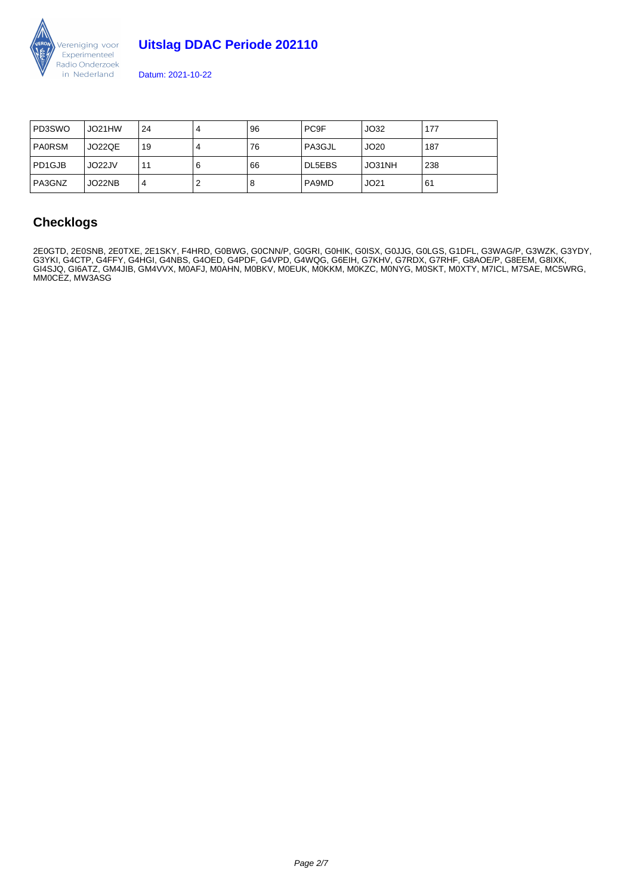| PD3SWO | JO21HW | 24 | 4 | 96 | PC9F | JO32 | 177 |
|---|---|---|---|---|---|---|---|
| PA0RSM | JO22QE | 19 | 4 | 76 | PA3GJL | JO20 | 187 |
| PD1GJB | JO22JV | 11 | 6 | 66 | DL5EBS | JO31NH | 238 |
| PA3GNZ | JO22NB | 4 | 2 | 8 | PA9MD | JO21 | 61 |

## Checklogs

2E0GTD, 2E0SNB, 2E0TXE, 2E1SKY, F4HRD, G0BWG, G0CNN/P, G0GRI, G0HIK, G0ISX, G0JJG, G0LGS, G1DFL, G3WAG/P, G3WZK, G3YDY, G3YKI, G4CTP, G4FFY, G4HGI, G4NBS, G4OED, G4PDF, G4VPD, G4WQG, G6EIH, G7KHV, G7RDX, G7RHF, G8AOE/P, G8EEM, G8IXK, GI4SJQ, GI6ATZ, GM4JIB, GM4VVX, M0AFJ, M0AHN, M0BKV, M0EUK, M0KKM, M0KZC, M0NYG, M0SKT, M0XTY, M7ICL, M7SAE, MC5WRG, MM0CEZ, MW3ASG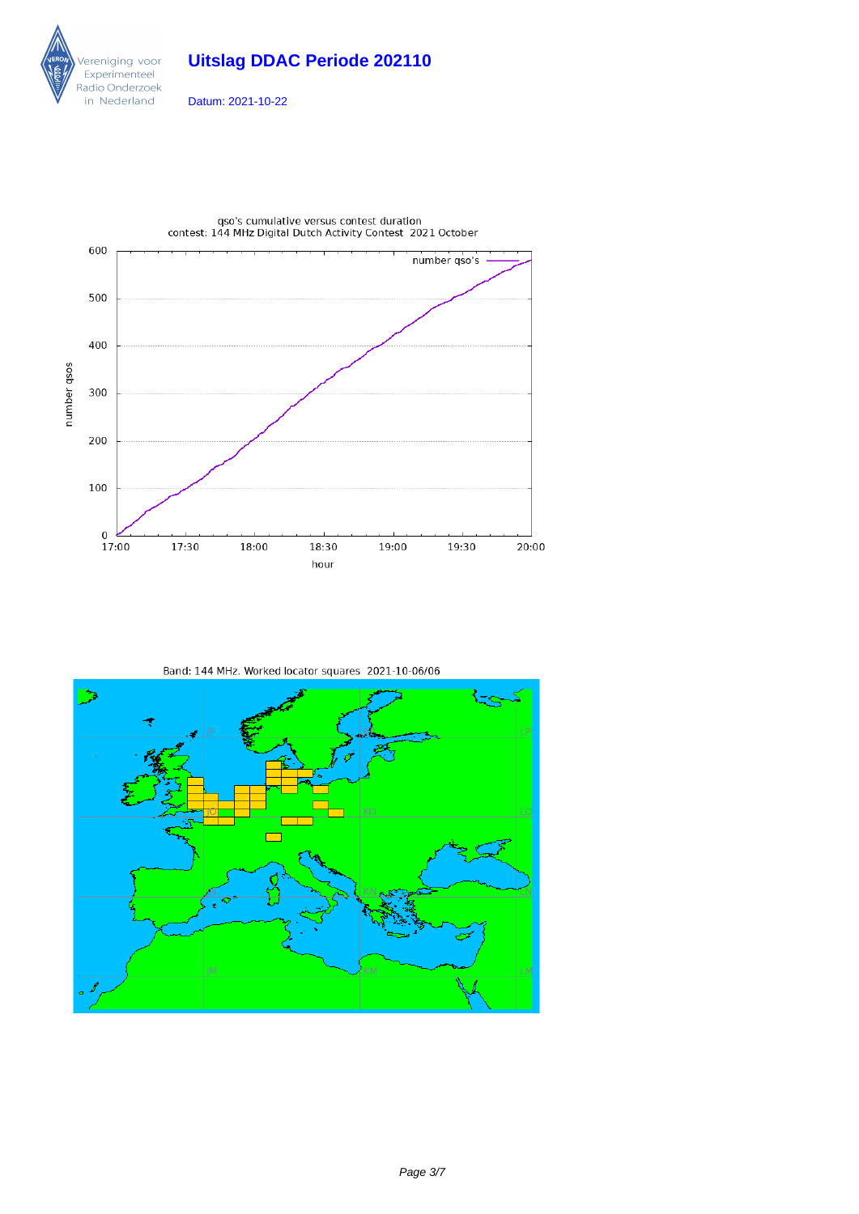# Uitslag DDAC Periode 202110

Datum: 2021-10-22

qso's cumulative versus contest duration
contest: 144 MHz Digital Dutch Activity Contest 2021 October

Band: 144 MHz. Worked locator squares 2021-10-06/06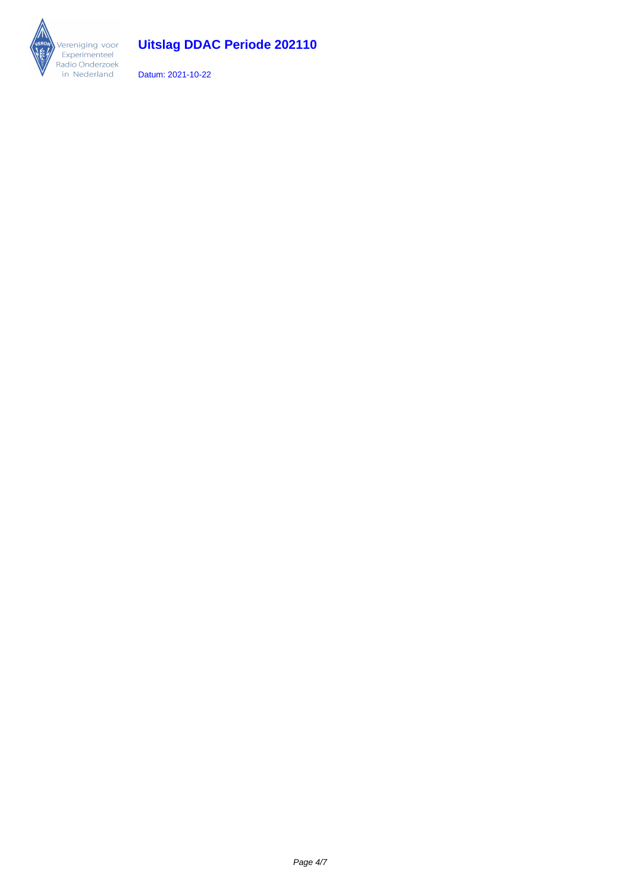# Uitslag DDAC Periode 202110

Datum: 2021-10-22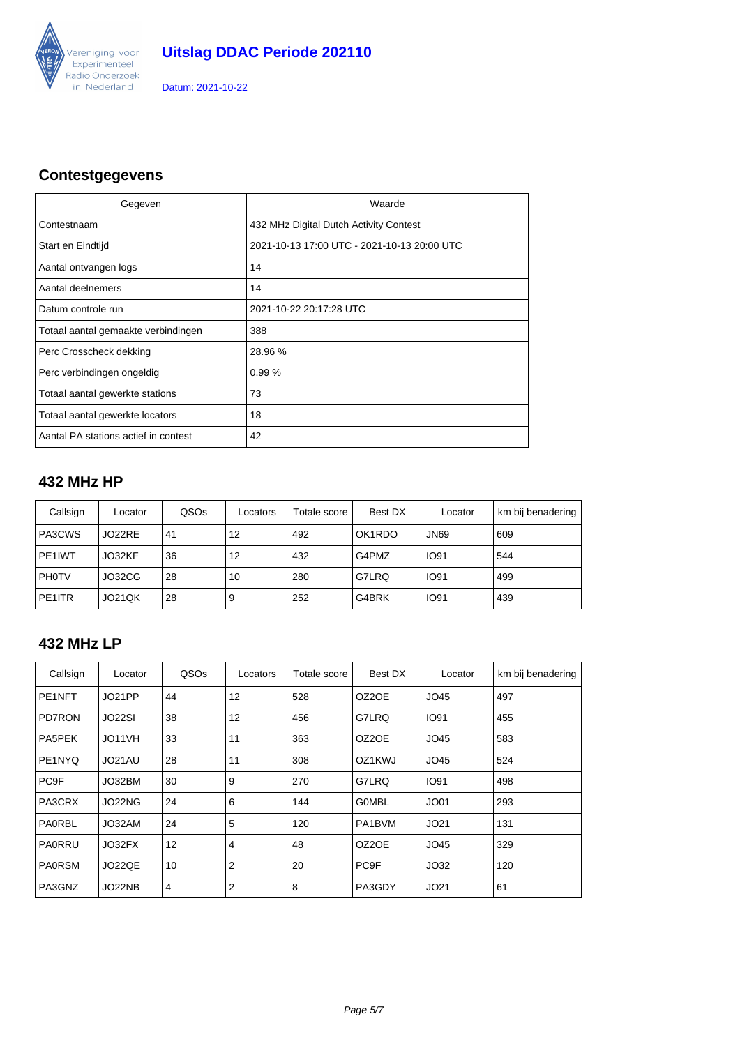# Uitslag DDAC Periode 202110

Datum: 2021-10-22

## Contestgegevens

| Gegeven | Waarde |
|---|---|
| Contestnaam | 432 MHz Digital Dutch Activity Contest |
| Start en Eindtijd | 2021-10-13 17:00 UTC - 2021-10-13 20:00 UTC |
| Aantal ontvangen logs | 14 |
| Aantal deelnemers | 14 |
| Datum controle run | 2021-10-22 20:17:28 UTC |
| Totaal aantal gemaakte verbindingen | 388 |
| Perc Crosscheck dekking | 28.96 % |
| Perc verbindingen ongeldig | 0.99 % |
| Totaal aantal gewerkte stations | 73 |
| Totaal aantal gewerkte locators | 18 |
| Aantal PA stations actief in contest | 42 |

## 432 MHz HP

| Callsign | Locator | QSOs | Locators | Totale score | Best DX | Locator | km bij benadering |
|---|---|---|---|---|---|---|---|
| PA3CWS | JO22RE | 41 | 12 | 492 | OK1RDO | JN69 | 609 |
| PE1IWT | JO32KF | 36 | 12 | 432 | G4PMZ | IO91 | 544 |
| PH0TV | JO32CG | 28 | 10 | 280 | G7LRQ | IO91 | 499 |
| PE1ITR | JO21QK | 28 | 9 | 252 | G4BRK | IO91 | 439 |

## 432 MHz LP

| Callsign | Locator | QSOs | Locators | Totale score | Best DX | Locator | km bij benadering |
|---|---|---|---|---|---|---|---|
| PE1NFT | JO21PP | 44 | 12 | 528 | OZ2OE | JO45 | 497 |
| PD7RON | JO22SI | 38 | 12 | 456 | G7LRQ | IO91 | 455 |
| PA5PEK | JO11VH | 33 | 11 | 363 | OZ2OE | JO45 | 583 |
| PE1NYQ | JO21AU | 28 | 11 | 308 | OZ1KWJ | JO45 | 524 |
| PC9F | JO32BM | 30 | 9 | 270 | G7LRQ | IO91 | 498 |
| PA3CRX | JO22NG | 24 | 6 | 144 | G0MBL | JO01 | 293 |
| PA0RBL | JO32AM | 24 | 5 | 120 | PA1BVM | JO21 | 131 |
| PA0RRU | JO32FX | 12 | 4 | 48 | OZ2OE | JO45 | 329 |
| PA0RSM | JO22QE | 10 | 2 | 20 | PC9F | JO32 | 120 |
| PA3GNZ | JO22NB | 4 | 2 | 8 | PA3GDY | JO21 | 61 |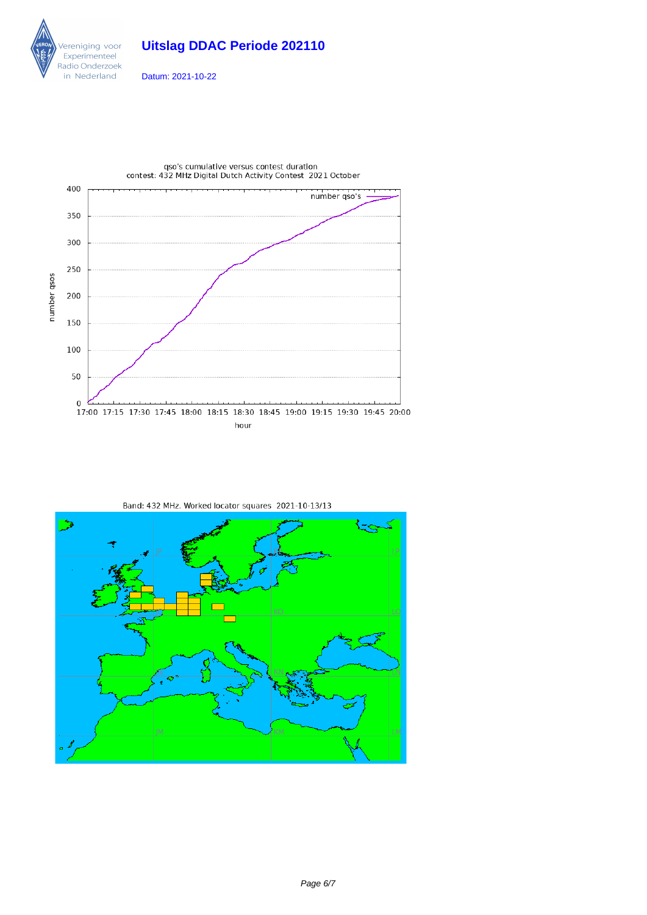# Uitslag DDAC Periode 202110

Datum: 2021-10-22

qso's cumulative versus contest duration
contest: 432 MHz Digital Dutch Activity Contest 2021 October

Band: 432 MHz. Worked locator squares 2021-10-13/13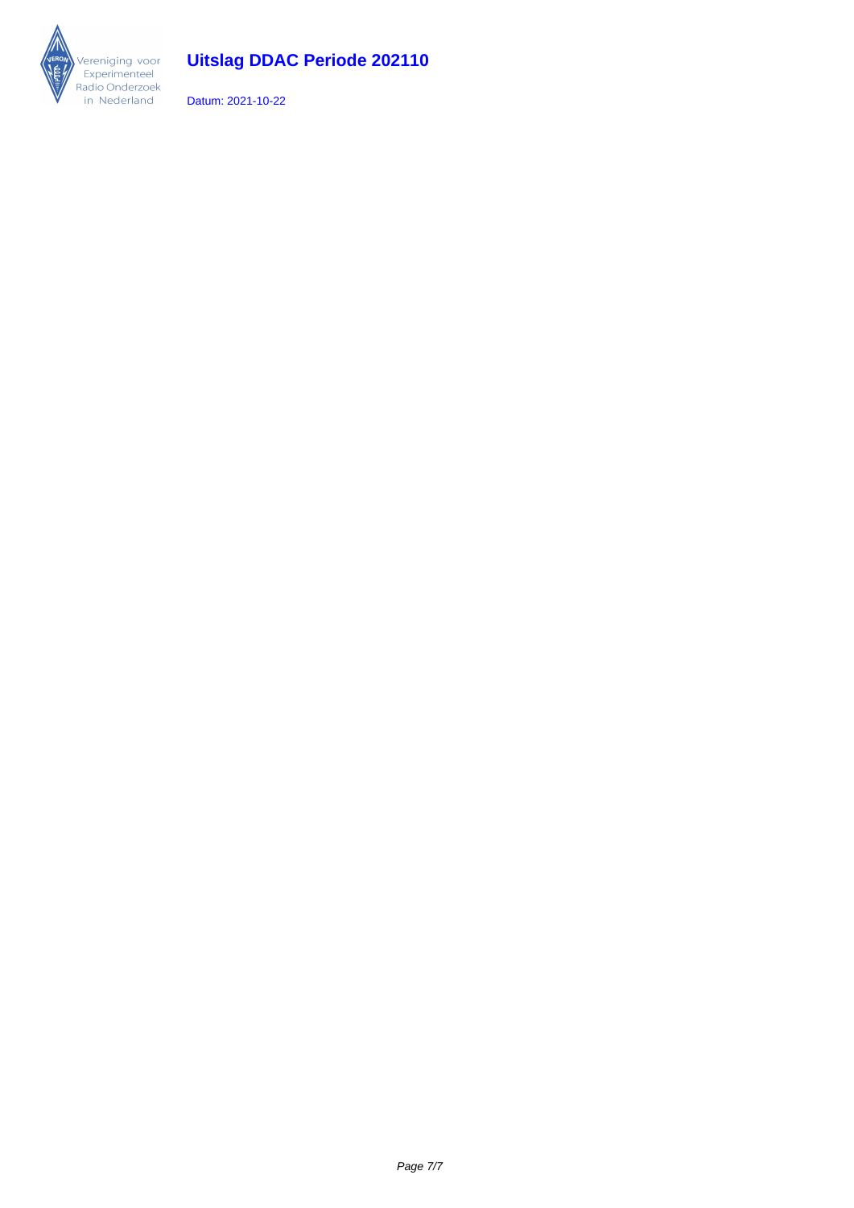Vereniging voor Experimenteel Radio Onderzoek in Nederland

# Uitslag DDAC Periode 202110

Datum: 2021-10-22